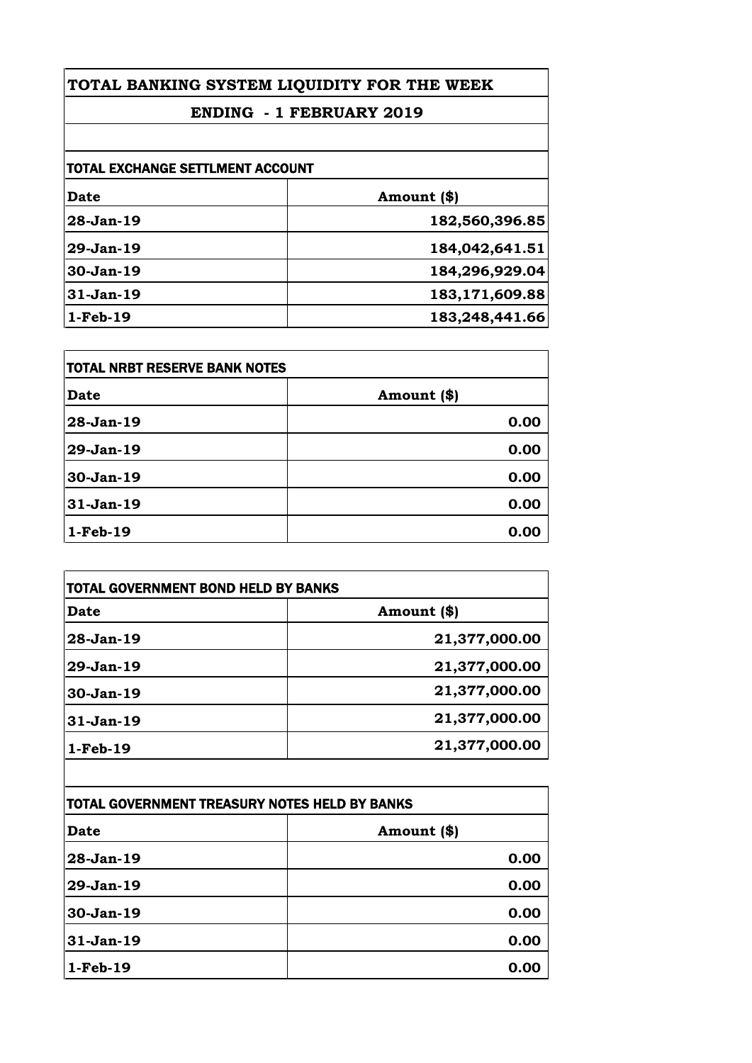# TOTAL BANKING SYSTEM LIQUIDITY FOR THE WEEK

## ENDING - 1 FEBRUARY 2019

### TOTAL EXCHANGE SETTLMENT ACCOUNT

| Date | Amount ($) |
|---|---|
| 28-Jan-19 | 182,560,396.85 |
| 29-Jan-19 | 184,042,641.51 |
| 30-Jan-19 | 184,296,929.04 |
| 31-Jan-19 | 183,171,609.88 |
| 1-Feb-19 | 183,248,441.66 |

### TOTAL NRBT RESERVE BANK NOTES

| Date | Amount ($) |
|---|---|
| 28-Jan-19 | 0.00 |
| 29-Jan-19 | 0.00 |
| 30-Jan-19 | 0.00 |
| 31-Jan-19 | 0.00 |
| 1-Feb-19 | 0.00 |

### TOTAL GOVERNMENT BOND HELD BY BANKS

| Date | Amount ($) |
|---|---|
| 28-Jan-19 | 21,377,000.00 |
| 29-Jan-19 | 21,377,000.00 |
| 30-Jan-19 | 21,377,000.00 |
| 31-Jan-19 | 21,377,000.00 |
| 1-Feb-19 | 21,377,000.00 |

### TOTAL GOVERNMENT TREASURY NOTES HELD BY BANKS

| Date | Amount ($) |
|---|---|
| 28-Jan-19 | 0.00 |
| 29-Jan-19 | 0.00 |
| 30-Jan-19 | 0.00 |
| 31-Jan-19 | 0.00 |
| 1-Feb-19 | 0.00 |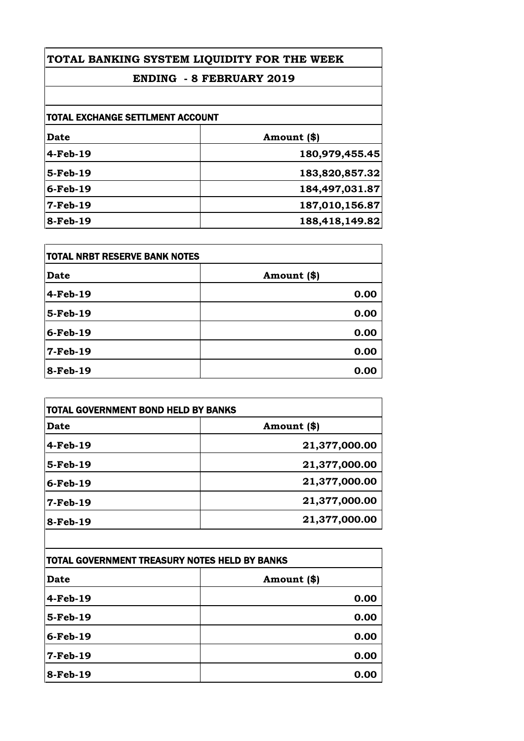# TOTAL BANKING SYSTEM LIQUIDITY FOR THE WEEK

## ENDING - 8 FEBRUARY 2019

### TOTAL EXCHANGE SETTLMENT ACCOUNT

| Date | Amount ($) |
|---|---|
| 4-Feb-19 | 180,979,455.45 |
| 5-Feb-19 | 183,820,857.32 |
| 6-Feb-19 | 184,497,031.87 |
| 7-Feb-19 | 187,010,156.87 |
| 8-Feb-19 | 188,418,149.82 |

### TOTAL NRBT RESERVE BANK NOTES

| Date | Amount ($) |
|---|---|
| 4-Feb-19 | 0.00 |
| 5-Feb-19 | 0.00 |
| 6-Feb-19 | 0.00 |
| 7-Feb-19 | 0.00 |
| 8-Feb-19 | 0.00 |

### TOTAL GOVERNMENT BOND HELD BY BANKS

| Date | Amount ($) |
|---|---|
| 4-Feb-19 | 21,377,000.00 |
| 5-Feb-19 | 21,377,000.00 |
| 6-Feb-19 | 21,377,000.00 |
| 7-Feb-19 | 21,377,000.00 |
| 8-Feb-19 | 21,377,000.00 |

### TOTAL GOVERNMENT TREASURY NOTES HELD BY BANKS

| Date | Amount ($) |
|---|---|
| 4-Feb-19 | 0.00 |
| 5-Feb-19 | 0.00 |
| 6-Feb-19 | 0.00 |
| 7-Feb-19 | 0.00 |
| 8-Feb-19 | 0.00 |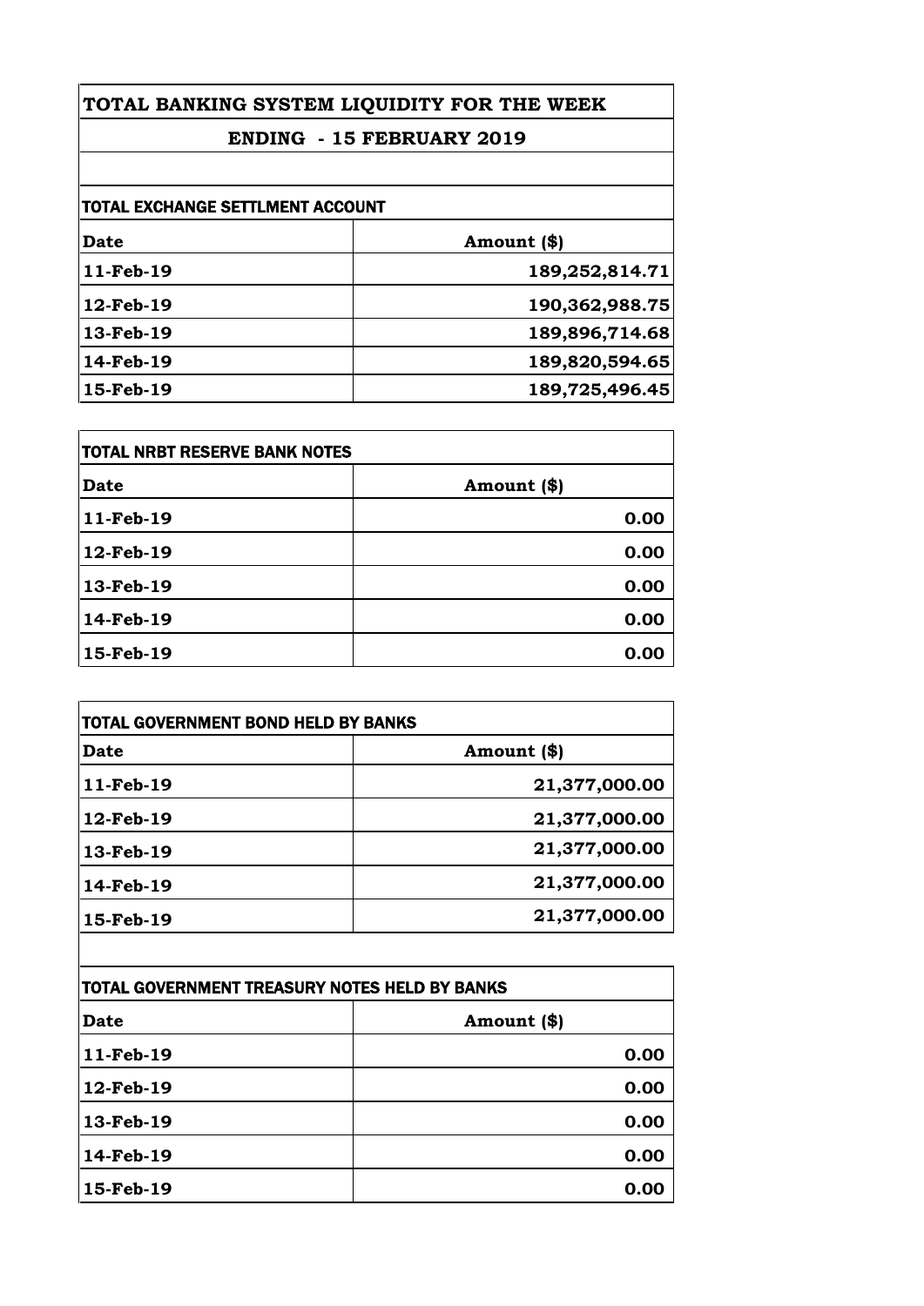# TOTAL BANKING SYSTEM LIQUIDITY FOR THE WEEK

## ENDING - 15 FEBRUARY 2019

### TOTAL EXCHANGE SETTLMENT ACCOUNT

| Date | Amount ($) |
|---|---|
| 11-Feb-19 | 189,252,814.71 |
| 12-Feb-19 | 190,362,988.75 |
| 13-Feb-19 | 189,896,714.68 |
| 14-Feb-19 | 189,820,594.65 |
| 15-Feb-19 | 189,725,496.45 |

### TOTAL NRBT RESERVE BANK NOTES

| Date | Amount ($) |
|---|---|
| 11-Feb-19 | 0.00 |
| 12-Feb-19 | 0.00 |
| 13-Feb-19 | 0.00 |
| 14-Feb-19 | 0.00 |
| 15-Feb-19 | 0.00 |

### TOTAL GOVERNMENT BOND HELD BY BANKS

| Date | Amount ($) |
|---|---|
| 11-Feb-19 | 21,377,000.00 |
| 12-Feb-19 | 21,377,000.00 |
| 13-Feb-19 | 21,377,000.00 |
| 14-Feb-19 | 21,377,000.00 |
| 15-Feb-19 | 21,377,000.00 |

### TOTAL GOVERNMENT TREASURY NOTES HELD BY BANKS

| Date | Amount ($) |
|---|---|
| 11-Feb-19 | 0.00 |
| 12-Feb-19 | 0.00 |
| 13-Feb-19 | 0.00 |
| 14-Feb-19 | 0.00 |
| 15-Feb-19 | 0.00 |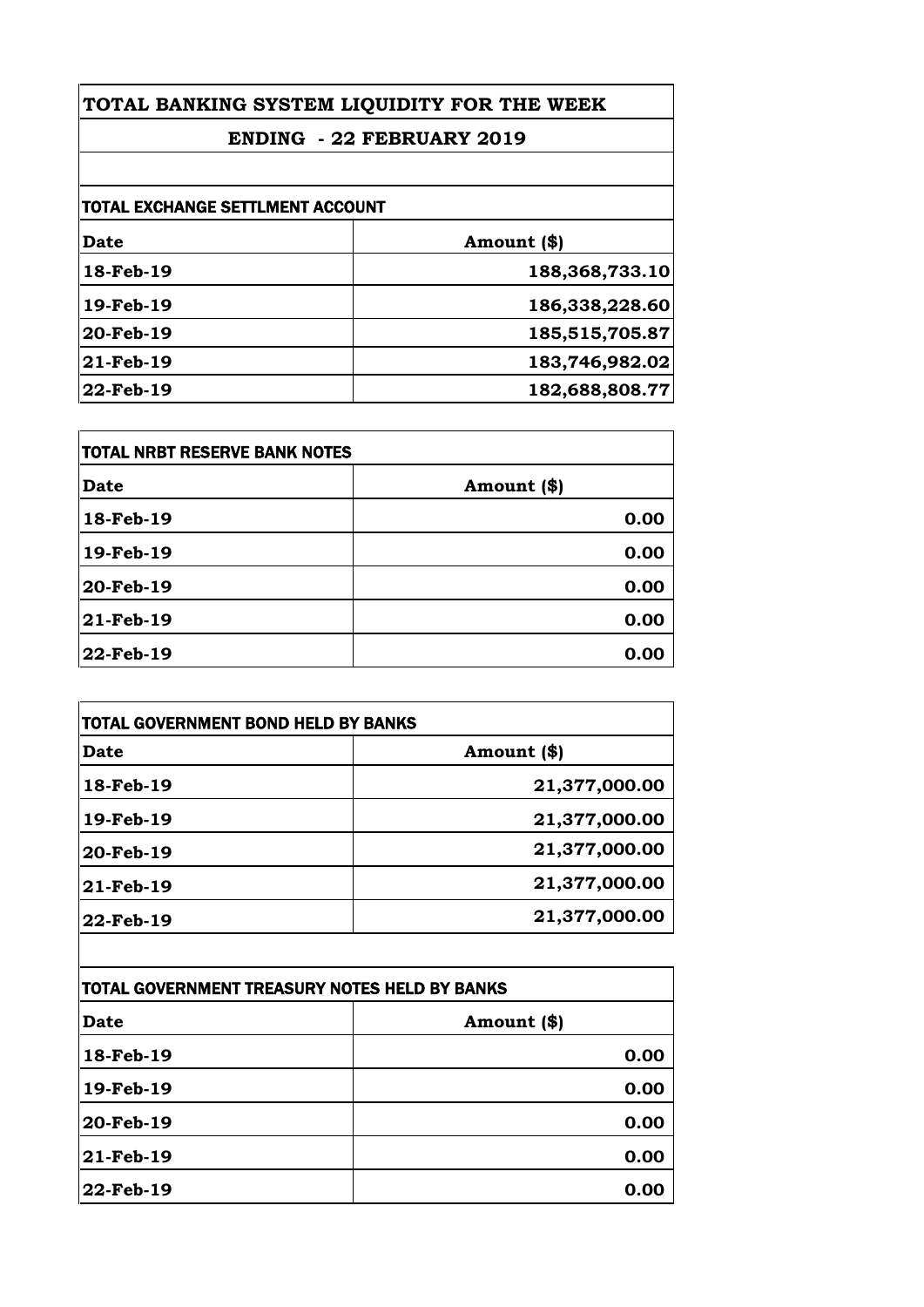# TOTAL BANKING SYSTEM LIQUIDITY FOR THE WEEK

## ENDING - 22 FEBRUARY 2019

### TOTAL EXCHANGE SETTLMENT ACCOUNT

| Date | Amount ($) |
|---|---|
| 18-Feb-19 | 188,368,733.10 |
| 19-Feb-19 | 186,338,228.60 |
| 20-Feb-19 | 185,515,705.87 |
| 21-Feb-19 | 183,746,982.02 |
| 22-Feb-19 | 182,688,808.77 |

### TOTAL NRBT RESERVE BANK NOTES

| Date | Amount ($) |
|---|---|
| 18-Feb-19 | 0.00 |
| 19-Feb-19 | 0.00 |
| 20-Feb-19 | 0.00 |
| 21-Feb-19 | 0.00 |
| 22-Feb-19 | 0.00 |

### TOTAL GOVERNMENT BOND HELD BY BANKS

| Date | Amount ($) |
|---|---|
| 18-Feb-19 | 21,377,000.00 |
| 19-Feb-19 | 21,377,000.00 |
| 20-Feb-19 | 21,377,000.00 |
| 21-Feb-19 | 21,377,000.00 |
| 22-Feb-19 | 21,377,000.00 |

### TOTAL GOVERNMENT TREASURY NOTES HELD BY BANKS

| Date | Amount ($) |
|---|---|
| 18-Feb-19 | 0.00 |
| 19-Feb-19 | 0.00 |
| 20-Feb-19 | 0.00 |
| 21-Feb-19 | 0.00 |
| 22-Feb-19 | 0.00 |